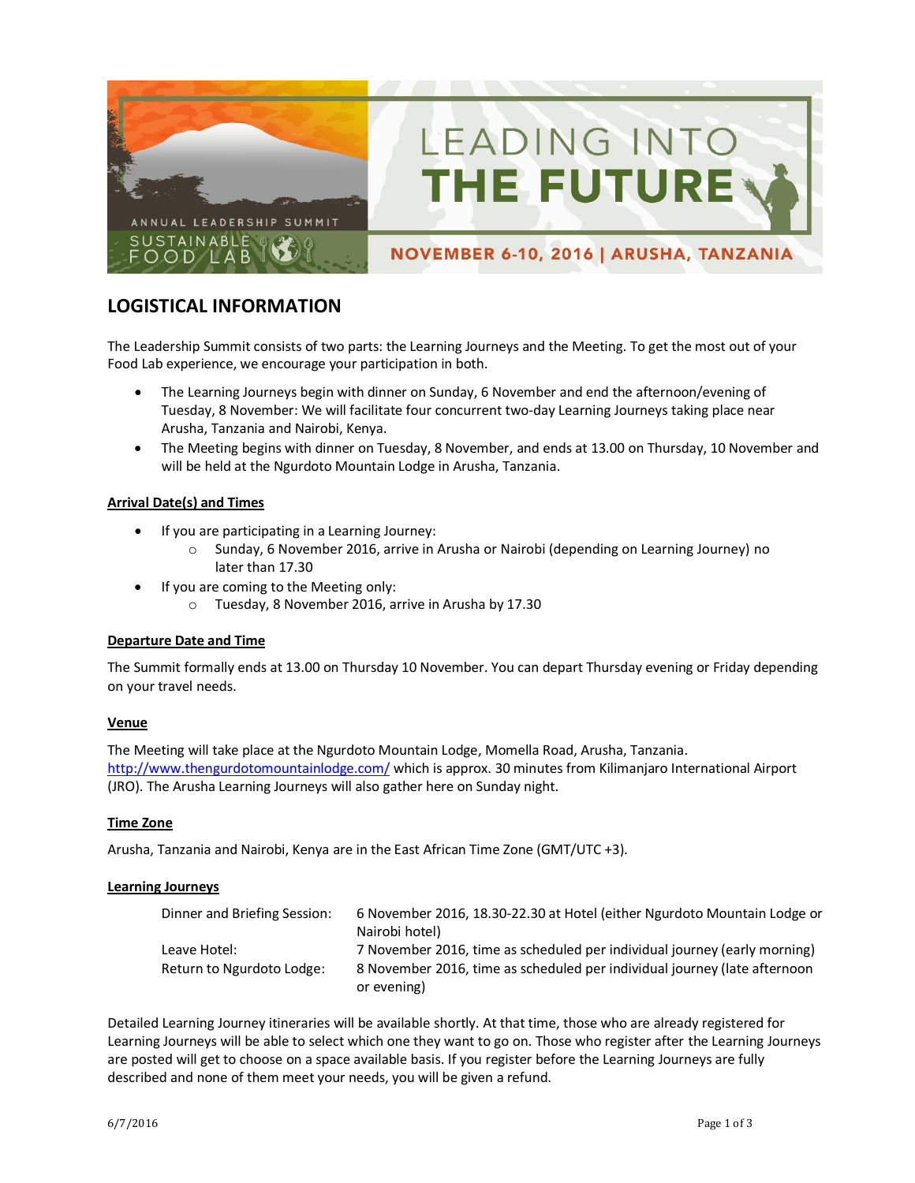ANNUAL LEADERSHIP SUMMIT

SUSTAINABLE FOOD LAB

# LEADING INTO THE FUTURE

NOVEMBER 6-10, 2016 | ARUSHA, TANZANIA

## LOGISTICAL INFORMATION

The Leadership Summit consists of two parts: the Learning Journeys and the Meeting. To get the most out of your Food Lab experience, we encourage your participation in both.

- The Learning Journeys begin with dinner on Sunday, 6 November and end the afternoon/evening of Tuesday, 8 November: We will facilitate four concurrent two-day Learning Journeys taking place near Arusha, Tanzania and Nairobi, Kenya.
- The Meeting begins with dinner on Tuesday, 8 November, and ends at 13.00 on Thursday, 10 November and will be held at the Ngurdoto Mountain Lodge in Arusha, Tanzania.

### Arrival Date(s) and Times

- If you are participating in a Learning Journey:
  - Sunday, 6 November 2016, arrive in Arusha or Nairobi (depending on Learning Journey) no later than 17.30
- If you are coming to the Meeting only:
  - Tuesday, 8 November 2016, arrive in Arusha by 17.30

### Departure Date and Time

The Summit formally ends at 13.00 on Thursday 10 November. You can depart Thursday evening or Friday depending on your travel needs.

### Venue

The Meeting will take place at the Ngurdoto Mountain Lodge, Momella Road, Arusha, Tanzania. http://www.thengurdotomountainlodge.com/ which is approx. 30 minutes from Kilimanjaro International Airport (JRO). The Arusha Learning Journeys will also gather here on Sunday night.

### Time Zone

Arusha, Tanzania and Nairobi, Kenya are in the East African Time Zone (GMT/UTC +3).

### Learning Journeys

| | |
|---|---|
| Dinner and Briefing Session: | 6 November 2016, 18.30-22.30 at Hotel (either Ngurdoto Mountain Lodge or Nairobi hotel) |
| Leave Hotel: | 7 November 2016, time as scheduled per individual journey (early morning) |
| Return to Ngurdoto Lodge: | 8 November 2016, time as scheduled per individual journey (late afternoon or evening) |

Detailed Learning Journey itineraries will be available shortly. At that time, those who are already registered for Learning Journeys will be able to select which one they want to go on. Those who register after the Learning Journeys are posted will get to choose on a space available basis. If you register before the Learning Journeys are fully described and none of them meet your needs, you will be given a refund.

6/7/2016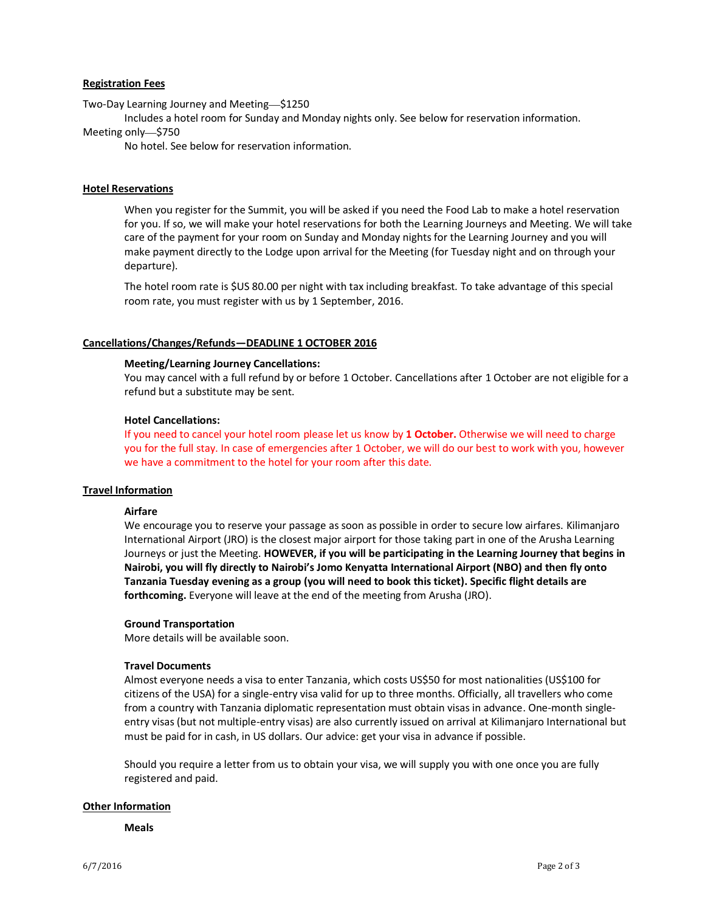## Registration Fees

Two-Day Learning Journey and Meeting—$1250

Includes a hotel room for Sunday and Monday nights only. See below for reservation information.

Meeting only—$750

No hotel. See below for reservation information.

## Hotel Reservations

When you register for the Summit, you will be asked if you need the Food Lab to make a hotel reservation for you. If so, we will make your hotel reservations for both the Learning Journeys and Meeting. We will take care of the payment for your room on Sunday and Monday nights for the Learning Journey and you will make payment directly to the Lodge upon arrival for the Meeting (for Tuesday night and on through your departure).

The hotel room rate is $US 80.00 per night with tax including breakfast. To take advantage of this special room rate, you must register with us by 1 September, 2016.

## Cancellations/Changes/Refunds—DEADLINE 1 OCTOBER 2016

**Meeting/Learning Journey Cancellations:**

You may cancel with a full refund by or before 1 October. Cancellations after 1 October are not eligible for a refund but a substitute may be sent.

**Hotel Cancellations:**

If you need to cancel your hotel room please let us know by **1 October.** Otherwise we will need to charge you for the full stay. In case of emergencies after 1 October, we will do our best to work with you, however we have a commitment to the hotel for your room after this date.

## Travel Information

**Airfare**

We encourage you to reserve your passage as soon as possible in order to secure low airfares. Kilimanjaro International Airport (JRO) is the closest major airport for those taking part in one of the Arusha Learning Journeys or just the Meeting. **HOWEVER, if you will be participating in the Learning Journey that begins in Nairobi, you will fly directly to Nairobi's Jomo Kenyatta International Airport (NBO) and then fly onto Tanzania Tuesday evening as a group (you will need to book this ticket). Specific flight details are forthcoming.** Everyone will leave at the end of the meeting from Arusha (JRO).

**Ground Transportation**

More details will be available soon.

**Travel Documents**

Almost everyone needs a visa to enter Tanzania, which costs US$50 for most nationalities (US$100 for citizens of the USA) for a single-entry visa valid for up to three months. Officially, all travellers who come from a country with Tanzania diplomatic representation must obtain visas in advance. One-month single-entry visas (but not multiple-entry visas) are also currently issued on arrival at Kilimanjaro International but must be paid for in cash, in US dollars. Our advice: get your visa in advance if possible.

Should you require a letter from us to obtain your visa, we will supply you with one once you are fully registered and paid.

## Other Information

**Meals**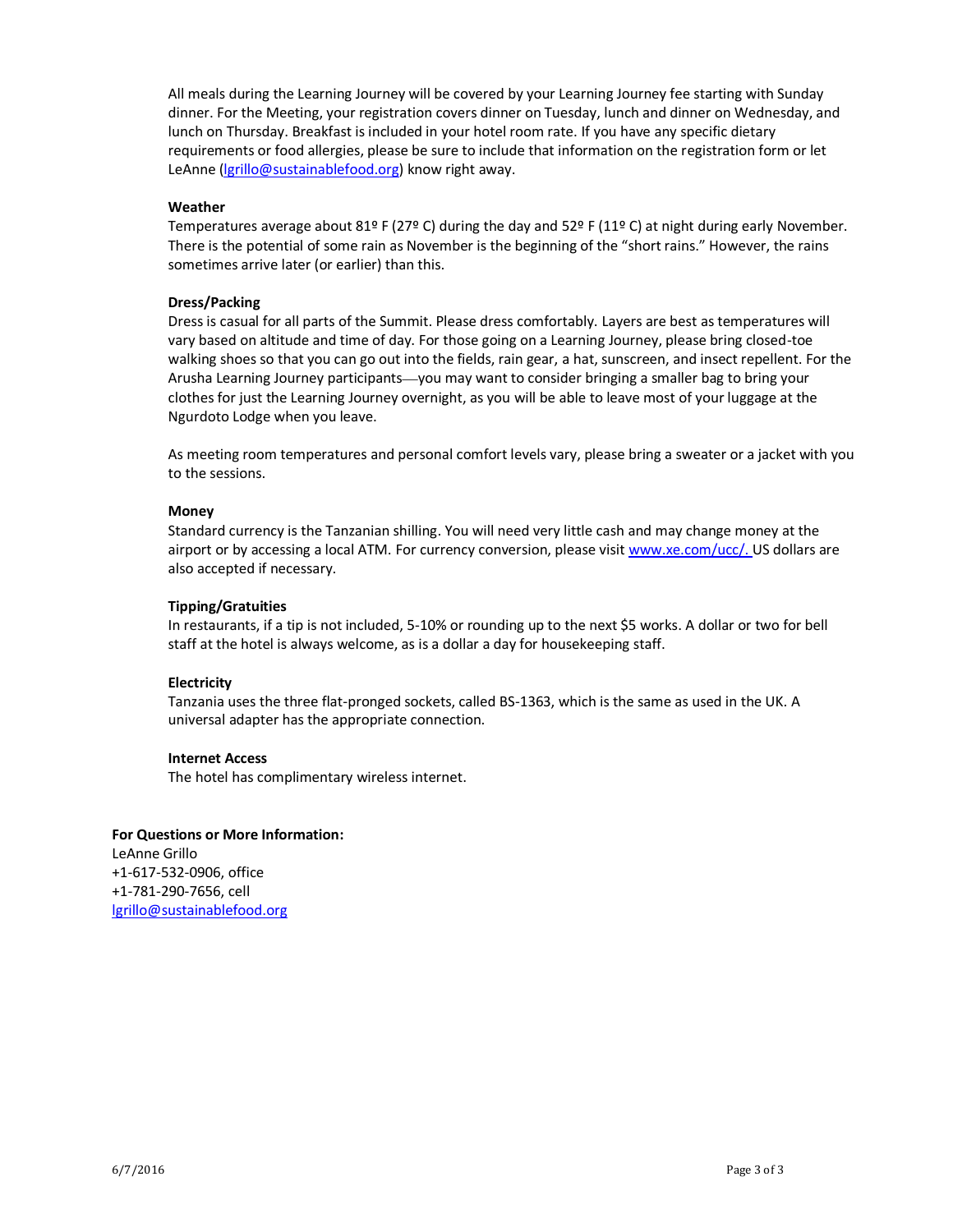All meals during the Learning Journey will be covered by your Learning Journey fee starting with Sunday dinner. For the Meeting, your registration covers dinner on Tuesday, lunch and dinner on Wednesday, and lunch on Thursday. Breakfast is included in your hotel room rate. If you have any specific dietary requirements or food allergies, please be sure to include that information on the registration form or let LeAnne (lgrillo@sustainablefood.org) know right away.

**Weather**
Temperatures average about 81º F (27º C) during the day and 52º F (11º C) at night during early November. There is the potential of some rain as November is the beginning of the "short rains." However, the rains sometimes arrive later (or earlier) than this.

**Dress/Packing**
Dress is casual for all parts of the Summit. Please dress comfortably. Layers are best as temperatures will vary based on altitude and time of day. For those going on a Learning Journey, please bring closed-toe walking shoes so that you can go out into the fields, rain gear, a hat, sunscreen, and insect repellent. For the Arusha Learning Journey participants—you may want to consider bringing a smaller bag to bring your clothes for just the Learning Journey overnight, as you will be able to leave most of your luggage at the Ngurdoto Lodge when you leave.

As meeting room temperatures and personal comfort levels vary, please bring a sweater or a jacket with you to the sessions.

**Money**
Standard currency is the Tanzanian shilling. You will need very little cash and may change money at the airport or by accessing a local ATM. For currency conversion, please visit www.xe.com/ucc/. US dollars are also accepted if necessary.

**Tipping/Gratuities**
In restaurants, if a tip is not included, 5-10% or rounding up to the next $5 works. A dollar or two for bell staff at the hotel is always welcome, as is a dollar a day for housekeeping staff.

**Electricity**
Tanzania uses the three flat-pronged sockets, called BS-1363, which is the same as used in the UK. A universal adapter has the appropriate connection.

**Internet Access**
The hotel has complimentary wireless internet.

**For Questions or More Information:**
LeAnne Grillo
+1-617-532-0906, office
+1-781-290-7656, cell
lgrillo@sustainablefood.org